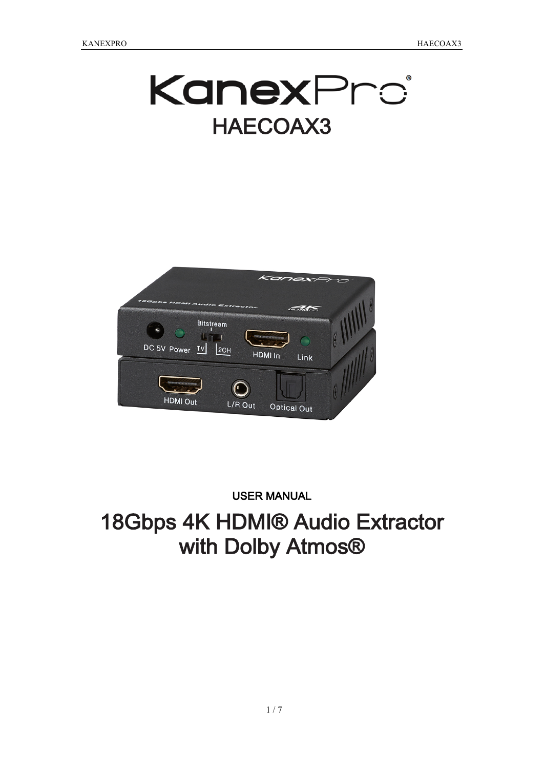# KanexPro

# HAECOAX3

USER MANUAL

# 18Gbps 4K HDMI® Audio Extractor with Dolby Atmos®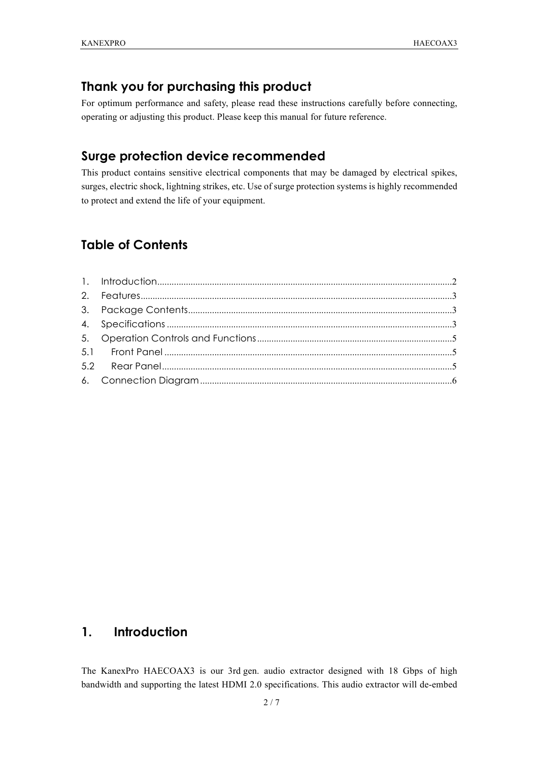## Thank you for purchasing this product

For optimum performance and safety, please read these instructions carefully before connecting, operating or adjusting this product. Please keep this manual for future reference.

## Surge protection device recommended

This product contains sensitive electrical components that may be damaged by electrical spikes, surges, electric shock, lightning strikes, etc. Use of surge protection systems is highly recommended to protect and extend the life of your equipment.

## Table of Contents

1. Introduction..........2
2. Features..........3
3. Package Contents..........3
4. Specifications..........3
5. Operation Controls and Functions..........5
   - 5.1 Front Panel..........5
   - 5.2 Rear Panel..........5
6. Connection Diagram..........6

## 1. Introduction

The KanexPro HAECOAX3 is our 3rd gen. audio extractor designed with 18 Gbps of high bandwidth and supporting the latest HDMI 2.0 specifications. This audio extractor will de-embed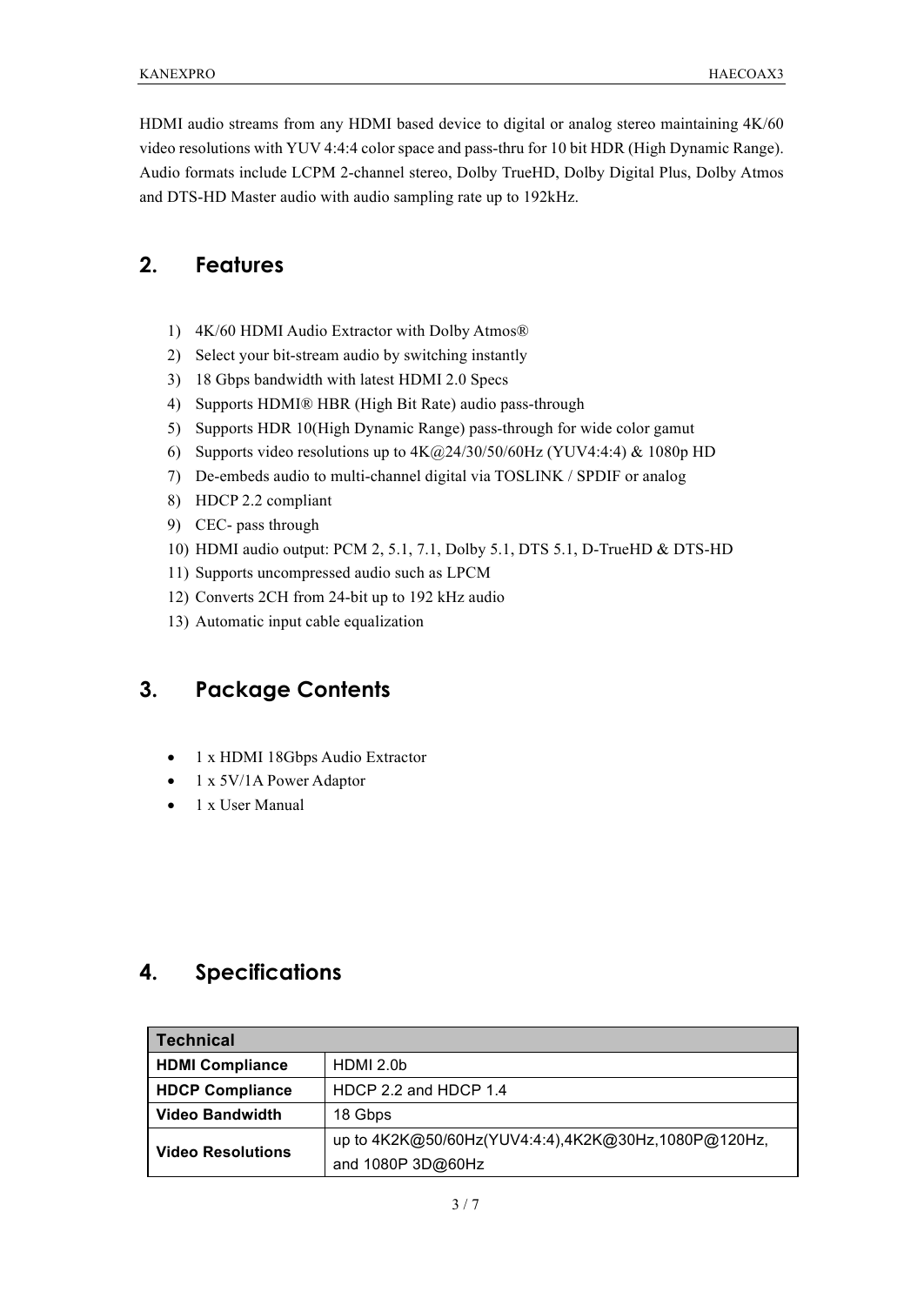HDMI audio streams from any HDMI based device to digital or analog stereo maintaining 4K/60 video resolutions with YUV 4:4:4 color space and pass-thru for 10 bit HDR (High Dynamic Range). Audio formats include LCPM 2-channel stereo, Dolby TrueHD, Dolby Digital Plus, Dolby Atmos and DTS-HD Master audio with audio sampling rate up to 192kHz.

## 2. Features

1) 4K/60 HDMI Audio Extractor with Dolby Atmos®
2) Select your bit-stream audio by switching instantly
3) 18 Gbps bandwidth with latest HDMI 2.0 Specs
4) Supports HDMI® HBR (High Bit Rate) audio pass-through
5) Supports HDR 10(High Dynamic Range) pass-through for wide color gamut
6) Supports video resolutions up to 4K@24/30/50/60Hz (YUV4:4:4) & 1080p HD
7) De-embeds audio to multi-channel digital via TOSLINK / SPDIF or analog
8) HDCP 2.2 compliant
9) CEC- pass through
10) HDMI audio output: PCM 2, 5.1, 7.1, Dolby 5.1, DTS 5.1, D-TrueHD & DTS-HD
11) Supports uncompressed audio such as LPCM
12) Converts 2CH from 24-bit up to 192 kHz audio
13) Automatic input cable equalization

## 3. Package Contents

- 1 x HDMI 18Gbps Audio Extractor
- 1 x 5V/1A Power Adaptor
- 1 x User Manual

## 4. Specifications

| **Technical** | |
|---|---|
| **HDMI Compliance** | HDMI 2.0b |
| **HDCP Compliance** | HDCP 2.2 and HDCP 1.4 |
| **Video Bandwidth** | 18 Gbps |
| **Video Resolutions** | up to 4K2K@50/60Hz(YUV4:4:4),4K2K@30Hz,1080P@120Hz, and 1080P 3D@60Hz |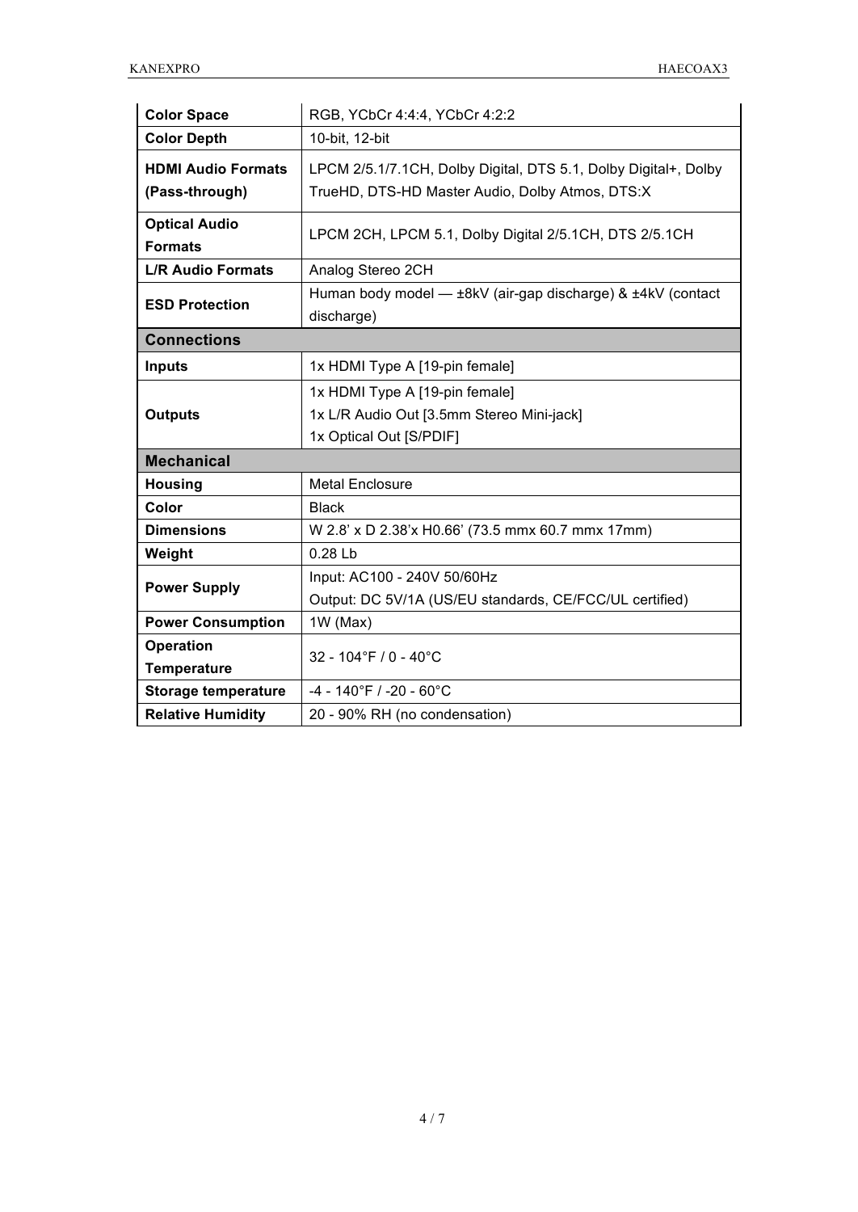| | |
|---|---|
| **Color Space** | RGB, YCbCr 4:4:4, YCbCr 4:2:2 |
| **Color Depth** | 10-bit, 12-bit |
| **HDMI Audio Formats (Pass-through)** | LPCM 2/5.1/7.1CH, Dolby Digital, DTS 5.1, Dolby Digital+, Dolby TrueHD, DTS-HD Master Audio, Dolby Atmos, DTS:X |
| **Optical Audio Formats** | LPCM 2CH, LPCM 5.1, Dolby Digital 2/5.1CH, DTS 2/5.1CH |
| **L/R Audio Formats** | Analog Stereo 2CH |
| **ESD Protection** | Human body model — ±8kV (air-gap discharge) & ±4kV (contact discharge) |
| **Connections** | |
| **Inputs** | 1x HDMI Type A [19-pin female] |
| **Outputs** | 1x HDMI Type A [19-pin female]<br>1x L/R Audio Out [3.5mm Stereo Mini-jack]<br>1x Optical Out [S/PDIF] |
| **Mechanical** | |
| **Housing** | Metal Enclosure |
| **Color** | Black |
| **Dimensions** | W 2.8' x D 2.38'x H0.66' (73.5 mmx 60.7 mmx 17mm) |
| **Weight** | 0.28 Lb |
| **Power Supply** | Input: AC100 - 240V 50/60Hz<br>Output: DC 5V/1A (US/EU standards, CE/FCC/UL certified) |
| **Power Consumption** | 1W (Max) |
| **Operation Temperature** | 32 - 104°F / 0 - 40°C |
| **Storage temperature** | -4 - 140°F / -20 - 60°C |
| **Relative Humidity** | 20 - 90% RH (no condensation) |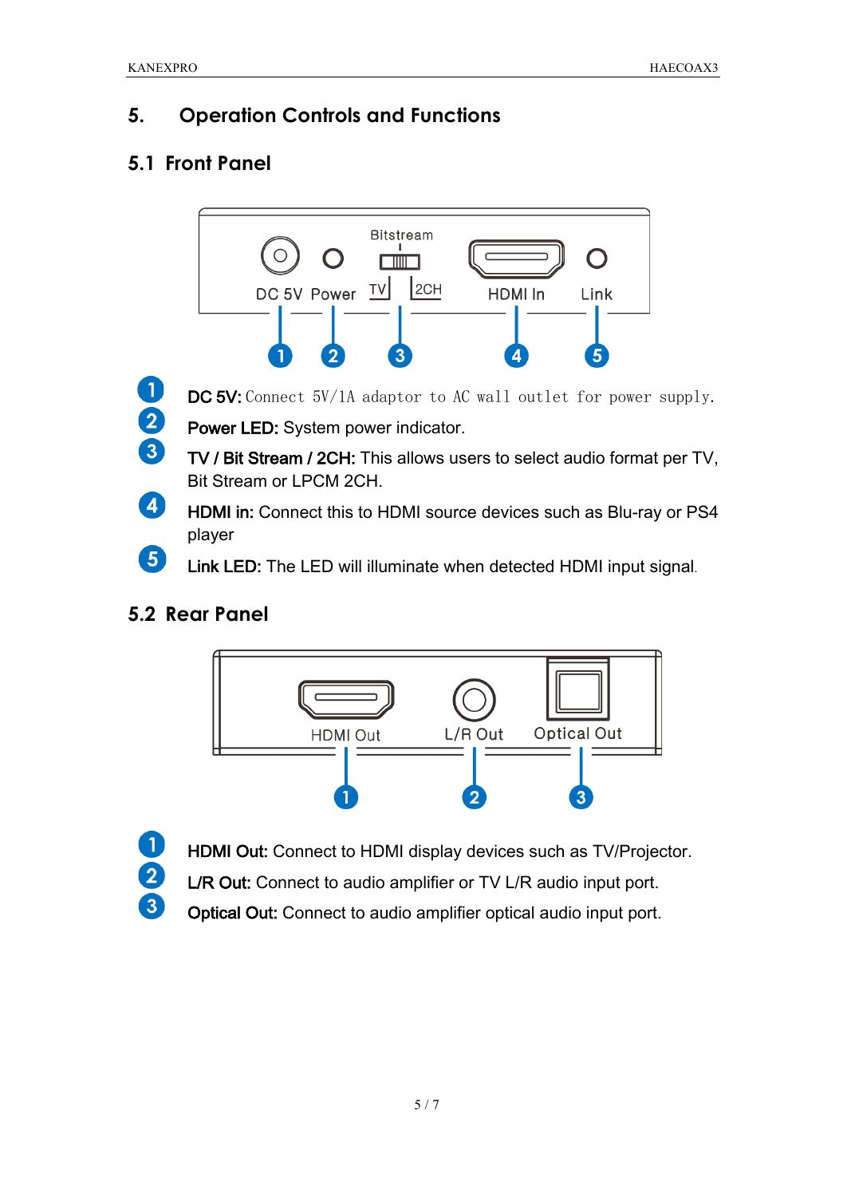# 5. Operation Controls and Functions

## 5.1 Front Panel

1. **DC 5V:** Connect 5V/1A adaptor to AC wall outlet for power supply.
2. **Power LED:** System power indicator.
3. **TV / Bit Stream / 2CH:** This allows users to select audio format per TV, Bit Stream or LPCM 2CH.
4. **HDMI in:** Connect this to HDMI source devices such as Blu-ray or PS4 player
5. **Link LED:** The LED will illuminate when detected HDMI input signal.

## 5.2 Rear Panel

1. **HDMI Out:** Connect to HDMI display devices such as TV/Projector.
2. **L/R Out:** Connect to audio amplifier or TV L/R audio input port.
3. **Optical Out:** Connect to audio amplifier optical audio input port.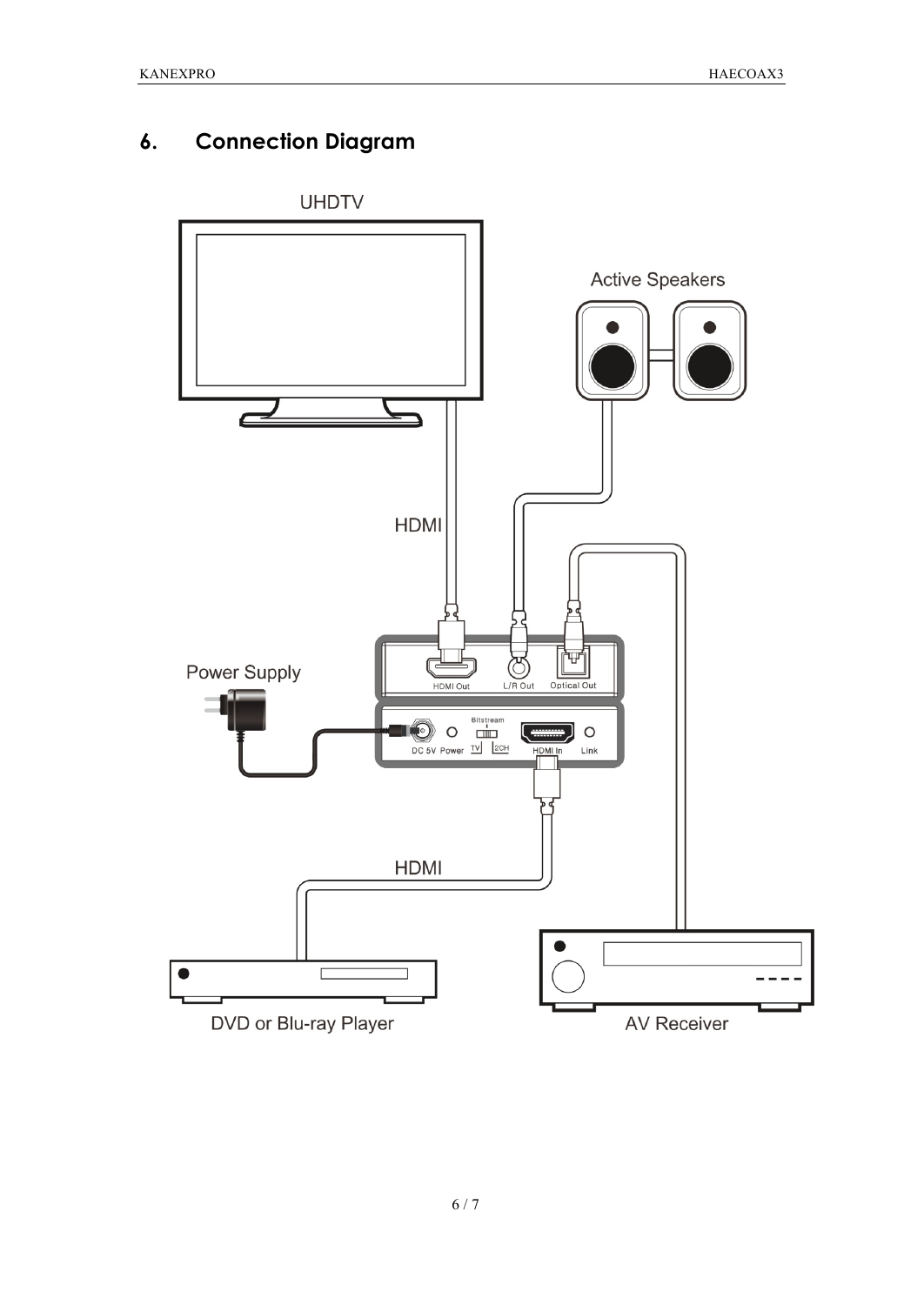## 6. Connection Diagram

UHDTV

Active Speakers

HDMI

Power Supply

HDMI Out L/R Out Optical Out

DC 5V Power Bitstream TV 2CH HDMI In Link

HDMI

DVD or Blu-ray Player

AV Receiver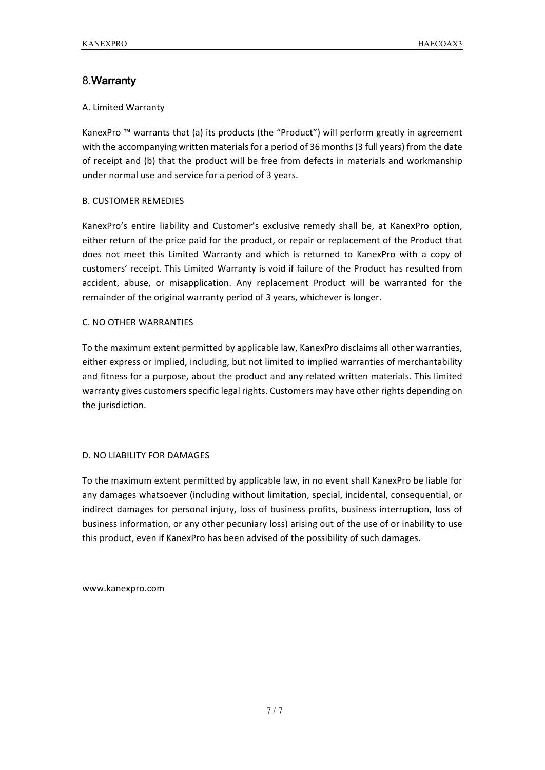## 8. Warranty

A. Limited Warranty

KanexPro ™ warrants that (a) its products (the "Product") will perform greatly in agreement with the accompanying written materials for a period of 36 months (3 full years) from the date of receipt and (b) that the product will be free from defects in materials and workmanship under normal use and service for a period of 3 years.

B. CUSTOMER REMEDIES

KanexPro's entire liability and Customer's exclusive remedy shall be, at KanexPro option, either return of the price paid for the product, or repair or replacement of the Product that does not meet this Limited Warranty and which is returned to KanexPro with a copy of customers' receipt. This Limited Warranty is void if failure of the Product has resulted from accident, abuse, or misapplication. Any replacement Product will be warranted for the remainder of the original warranty period of 3 years, whichever is longer.

C. NO OTHER WARRANTIES

To the maximum extent permitted by applicable law, KanexPro disclaims all other warranties, either express or implied, including, but not limited to implied warranties of merchantability and fitness for a purpose, about the product and any related written materials. This limited warranty gives customers specific legal rights. Customers may have other rights depending on the jurisdiction.

D. NO LIABILITY FOR DAMAGES

To the maximum extent permitted by applicable law, in no event shall KanexPro be liable for any damages whatsoever (including without limitation, special, incidental, consequential, or indirect damages for personal injury, loss of business profits, business interruption, loss of business information, or any other pecuniary loss) arising out of the use of or inability to use this product, even if KanexPro has been advised of the possibility of such damages.

www.kanexpro.com